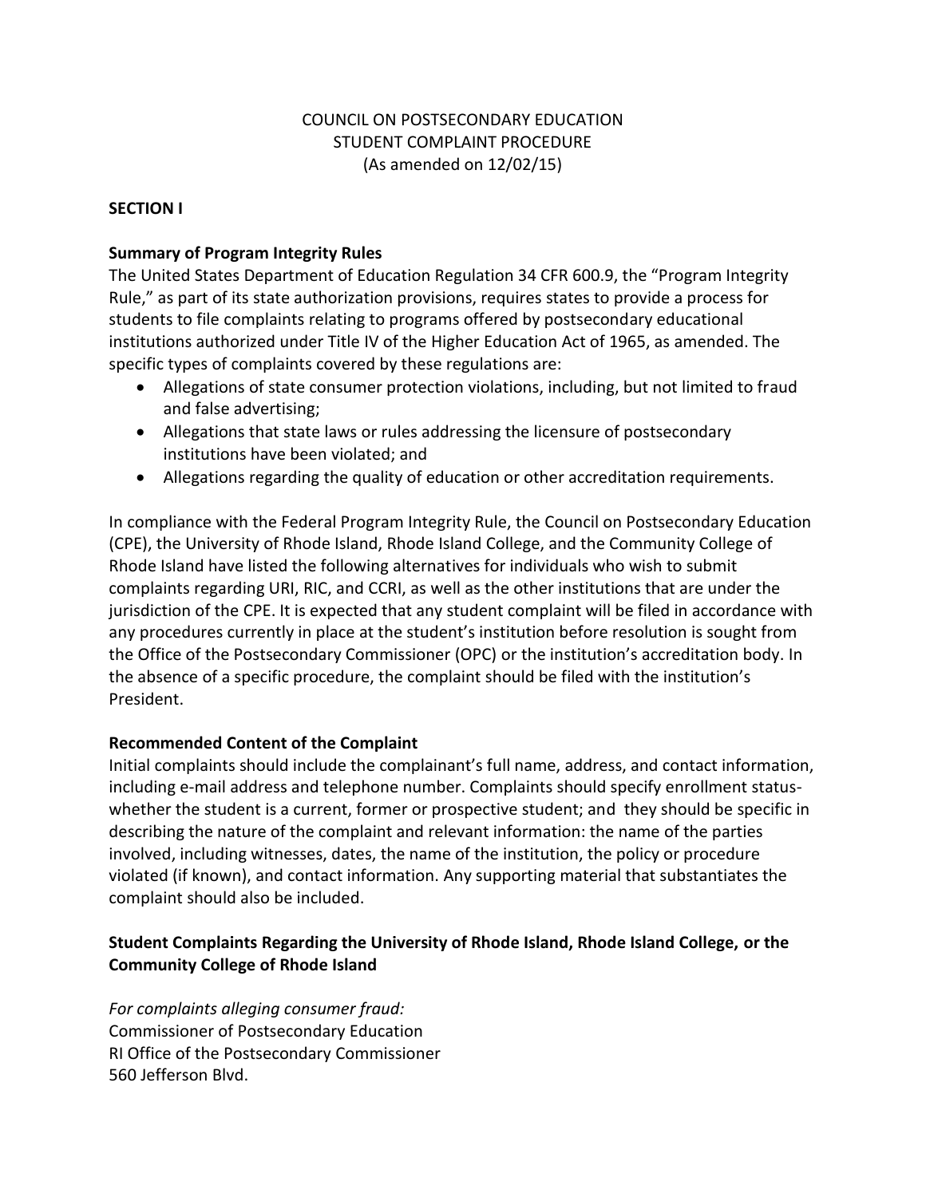# COUNCIL ON POSTSECONDARY EDUCATION
# STUDENT COMPLAINT PROCEDURE
(As amended on 12/02/15)

## SECTION I

### Summary of Program Integrity Rules

The United States Department of Education Regulation 34 CFR 600.9, the "Program Integrity Rule," as part of its state authorization provisions, requires states to provide a process for students to file complaints relating to programs offered by postsecondary educational institutions authorized under Title IV of the Higher Education Act of 1965, as amended. The specific types of complaints covered by these regulations are:

- Allegations of state consumer protection violations, including, but not limited to fraud and false advertising;
- Allegations that state laws or rules addressing the licensure of postsecondary institutions have been violated; and
- Allegations regarding the quality of education or other accreditation requirements.

In compliance with the Federal Program Integrity Rule, the Council on Postsecondary Education (CPE), the University of Rhode Island, Rhode Island College, and the Community College of Rhode Island have listed the following alternatives for individuals who wish to submit complaints regarding URI, RIC, and CCRI, as well as the other institutions that are under the jurisdiction of the CPE. It is expected that any student complaint will be filed in accordance with any procedures currently in place at the student's institution before resolution is sought from the Office of the Postsecondary Commissioner (OPC) or the institution's accreditation body. In the absence of a specific procedure, the complaint should be filed with the institution's President.

### Recommended Content of the Complaint

Initial complaints should include the complainant's full name, address, and contact information, including e-mail address and telephone number. Complaints should specify enrollment status-whether the student is a current, former or prospective student; and they should be specific in describing the nature of the complaint and relevant information: the name of the parties involved, including witnesses, dates, the name of the institution, the policy or procedure violated (if known), and contact information. Any supporting material that substantiates the complaint should also be included.

### Student Complaints Regarding the University of Rhode Island, Rhode Island College, or the Community College of Rhode Island

*For complaints alleging consumer fraud:*
Commissioner of Postsecondary Education
RI Office of the Postsecondary Commissioner
560 Jefferson Blvd.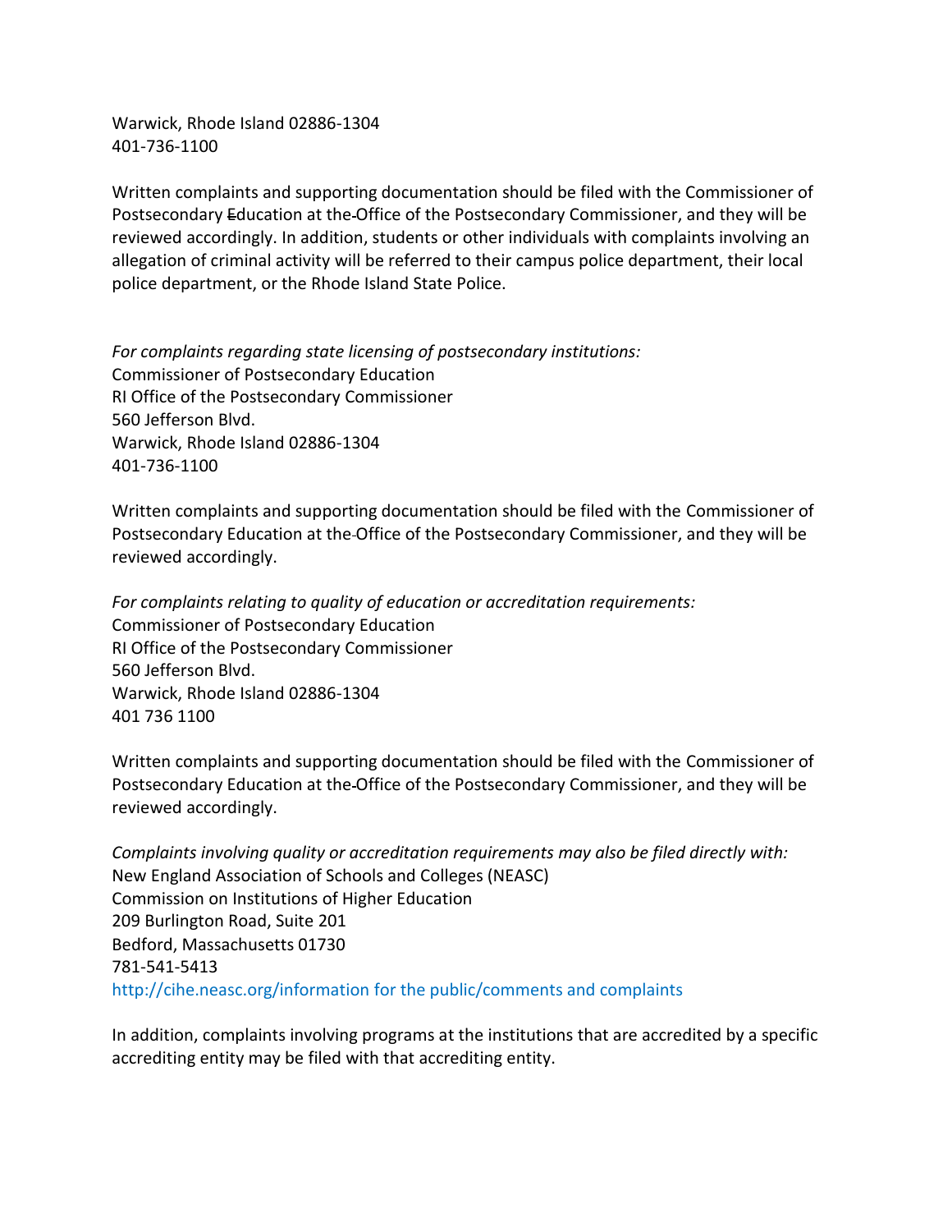Warwick, Rhode Island 02886-1304
401-736-1100

Written complaints and supporting documentation should be filed with the Commissioner of Postsecondary Education at the Office of the Postsecondary Commissioner, and they will be reviewed accordingly. In addition, students or other individuals with complaints involving an allegation of criminal activity will be referred to their campus police department, their local police department, or the Rhode Island State Police.

*For complaints regarding state licensing of postsecondary institutions:*
Commissioner of Postsecondary Education
RI Office of the Postsecondary Commissioner
560 Jefferson Blvd.
Warwick, Rhode Island 02886-1304
401-736-1100

Written complaints and supporting documentation should be filed with the Commissioner of Postsecondary Education at the Office of the Postsecondary Commissioner, and they will be reviewed accordingly.

*For complaints relating to quality of education or accreditation requirements:*
Commissioner of Postsecondary Education
RI Office of the Postsecondary Commissioner
560 Jefferson Blvd.
Warwick, Rhode Island 02886-1304
401 736 1100

Written complaints and supporting documentation should be filed with the Commissioner of Postsecondary Education at the Office of the Postsecondary Commissioner, and they will be reviewed accordingly.

*Complaints involving quality or accreditation requirements may also be filed directly with:*
New England Association of Schools and Colleges (NEASC)
Commission on Institutions of Higher Education
209 Burlington Road, Suite 201
Bedford, Massachusetts 01730
781-541-5413
http://cihe.neasc.org/information for the public/comments and complaints

In addition, complaints involving programs at the institutions that are accredited by a specific accrediting entity may be filed with that accrediting entity.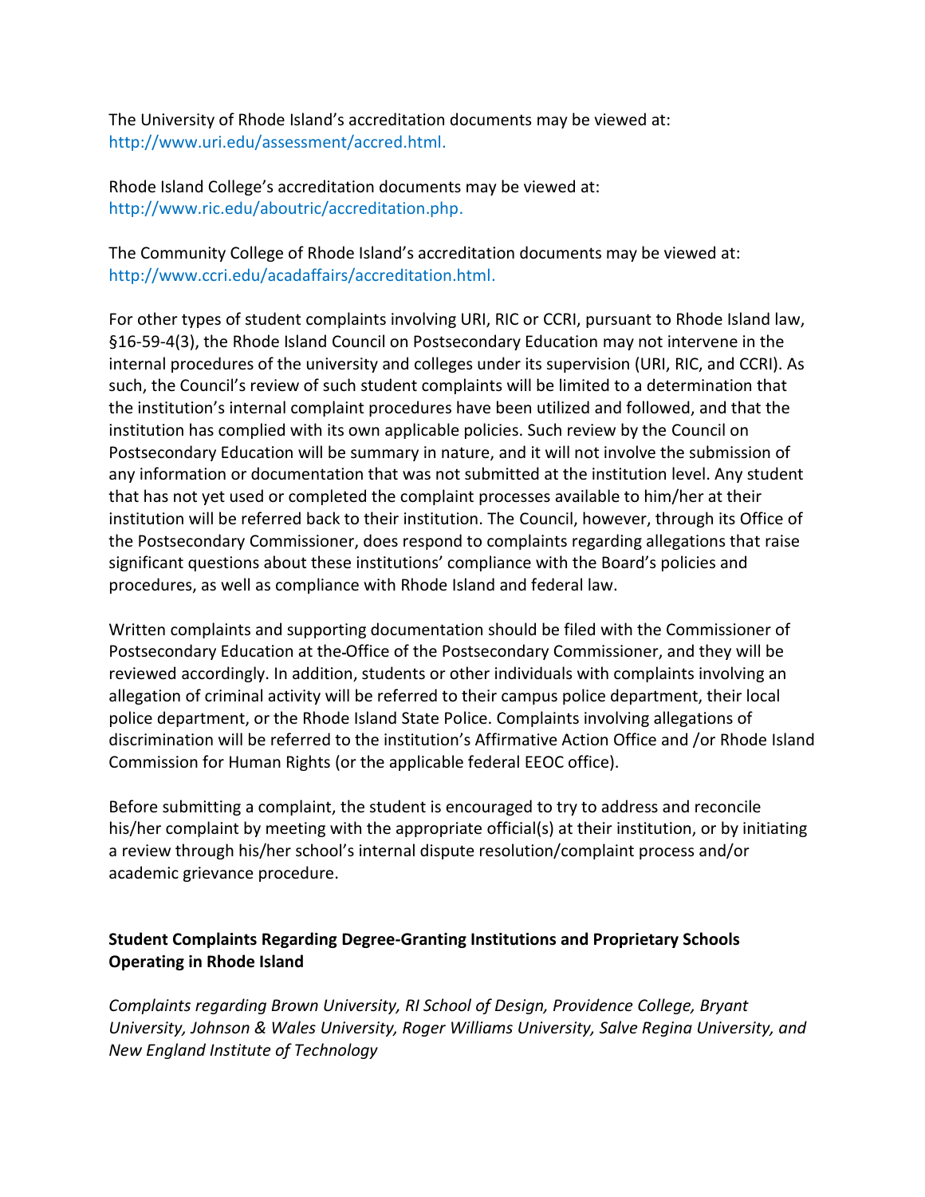The University of Rhode Island's accreditation documents may be viewed at:
http://www.uri.edu/assessment/accred.html.

Rhode Island College's accreditation documents may be viewed at:
http://www.ric.edu/aboutric/accreditation.php.

The Community College of Rhode Island's accreditation documents may be viewed at:
http://www.ccri.edu/acadaffairs/accreditation.html.

For other types of student complaints involving URI, RIC or CCRI, pursuant to Rhode Island law, §16-59-4(3), the Rhode Island Council on Postsecondary Education may not intervene in the internal procedures of the university and colleges under its supervision (URI, RIC, and CCRI). As such, the Council's review of such student complaints will be limited to a determination that the institution's internal complaint procedures have been utilized and followed, and that the institution has complied with its own applicable policies. Such review by the Council on Postsecondary Education will be summary in nature, and it will not involve the submission of any information or documentation that was not submitted at the institution level. Any student that has not yet used or completed the complaint processes available to him/her at their institution will be referred back to their institution. The Council, however, through its Office of the Postsecondary Commissioner, does respond to complaints regarding allegations that raise significant questions about these institutions' compliance with the Board's policies and procedures, as well as compliance with Rhode Island and federal law.

Written complaints and supporting documentation should be filed with the Commissioner of Postsecondary Education at the Office of the Postsecondary Commissioner, and they will be reviewed accordingly. In addition, students or other individuals with complaints involving an allegation of criminal activity will be referred to their campus police department, their local police department, or the Rhode Island State Police. Complaints involving allegations of discrimination will be referred to the institution's Affirmative Action Office and /or Rhode Island Commission for Human Rights (or the applicable federal EEOC office).

Before submitting a complaint, the student is encouraged to try to address and reconcile his/her complaint by meeting with the appropriate official(s) at their institution, or by initiating a review through his/her school's internal dispute resolution/complaint process and/or academic grievance procedure.

**Student Complaints Regarding Degree-Granting Institutions and Proprietary Schools Operating in Rhode Island**

*Complaints regarding Brown University, RI School of Design, Providence College, Bryant University, Johnson & Wales University, Roger Williams University, Salve Regina University, and New England Institute of Technology*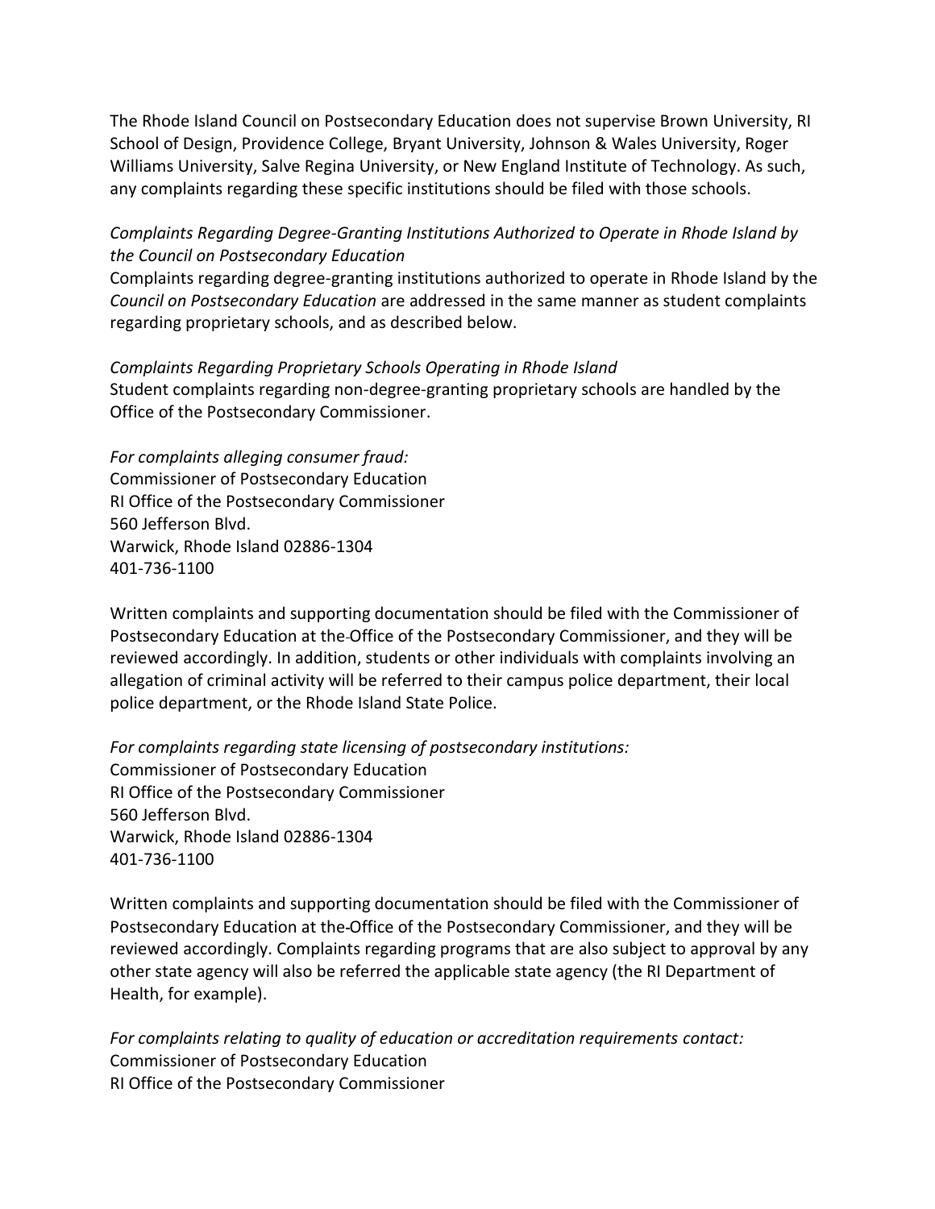The Rhode Island Council on Postsecondary Education does not supervise Brown University, RI School of Design, Providence College, Bryant University, Johnson & Wales University, Roger Williams University, Salve Regina University, or New England Institute of Technology. As such, any complaints regarding these specific institutions should be filed with those schools.

*Complaints Regarding Degree-Granting Institutions Authorized to Operate in Rhode Island by the Council on Postsecondary Education*

Complaints regarding degree-granting institutions authorized to operate in Rhode Island by the *Council on Postsecondary Education* are addressed in the same manner as student complaints regarding proprietary schools, and as described below.

*Complaints Regarding Proprietary Schools Operating in Rhode Island*

Student complaints regarding non-degree-granting proprietary schools are handled by the Office of the Postsecondary Commissioner.

*For complaints alleging consumer fraud:*

Commissioner of Postsecondary Education
RI Office of the Postsecondary Commissioner
560 Jefferson Blvd.
Warwick, Rhode Island 02886-1304
401-736-1100

Written complaints and supporting documentation should be filed with the Commissioner of Postsecondary Education at the Office of the Postsecondary Commissioner, and they will be reviewed accordingly. In addition, students or other individuals with complaints involving an allegation of criminal activity will be referred to their campus police department, their local police department, or the Rhode Island State Police.

*For complaints regarding state licensing of postsecondary institutions:*

Commissioner of Postsecondary Education
RI Office of the Postsecondary Commissioner
560 Jefferson Blvd.
Warwick, Rhode Island 02886-1304
401-736-1100

Written complaints and supporting documentation should be filed with the Commissioner of Postsecondary Education at the Office of the Postsecondary Commissioner, and they will be reviewed accordingly. Complaints regarding programs that are also subject to approval by any other state agency will also be referred the applicable state agency (the RI Department of Health, for example).

*For complaints relating to quality of education or accreditation requirements contact:*

Commissioner of Postsecondary Education
RI Office of the Postsecondary Commissioner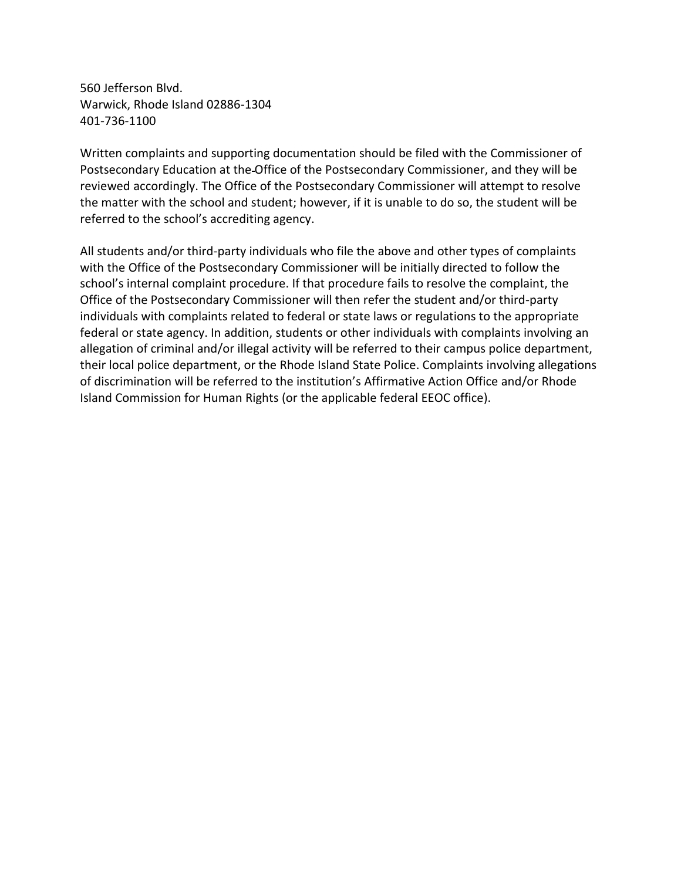560 Jefferson Blvd.  
Warwick, Rhode Island 02886-1304  
401-736-1100

Written complaints and supporting documentation should be filed with the Commissioner of Postsecondary Education at the Office of the Postsecondary Commissioner, and they will be reviewed accordingly. The Office of the Postsecondary Commissioner will attempt to resolve the matter with the school and student; however, if it is unable to do so, the student will be referred to the school's accrediting agency.

All students and/or third-party individuals who file the above and other types of complaints with the Office of the Postsecondary Commissioner will be initially directed to follow the school's internal complaint procedure. If that procedure fails to resolve the complaint, the Office of the Postsecondary Commissioner will then refer the student and/or third-party individuals with complaints related to federal or state laws or regulations to the appropriate federal or state agency. In addition, students or other individuals with complaints involving an allegation of criminal and/or illegal activity will be referred to their campus police department, their local police department, or the Rhode Island State Police. Complaints involving allegations of discrimination will be referred to the institution's Affirmative Action Office and/or Rhode Island Commission for Human Rights (or the applicable federal EEOC office).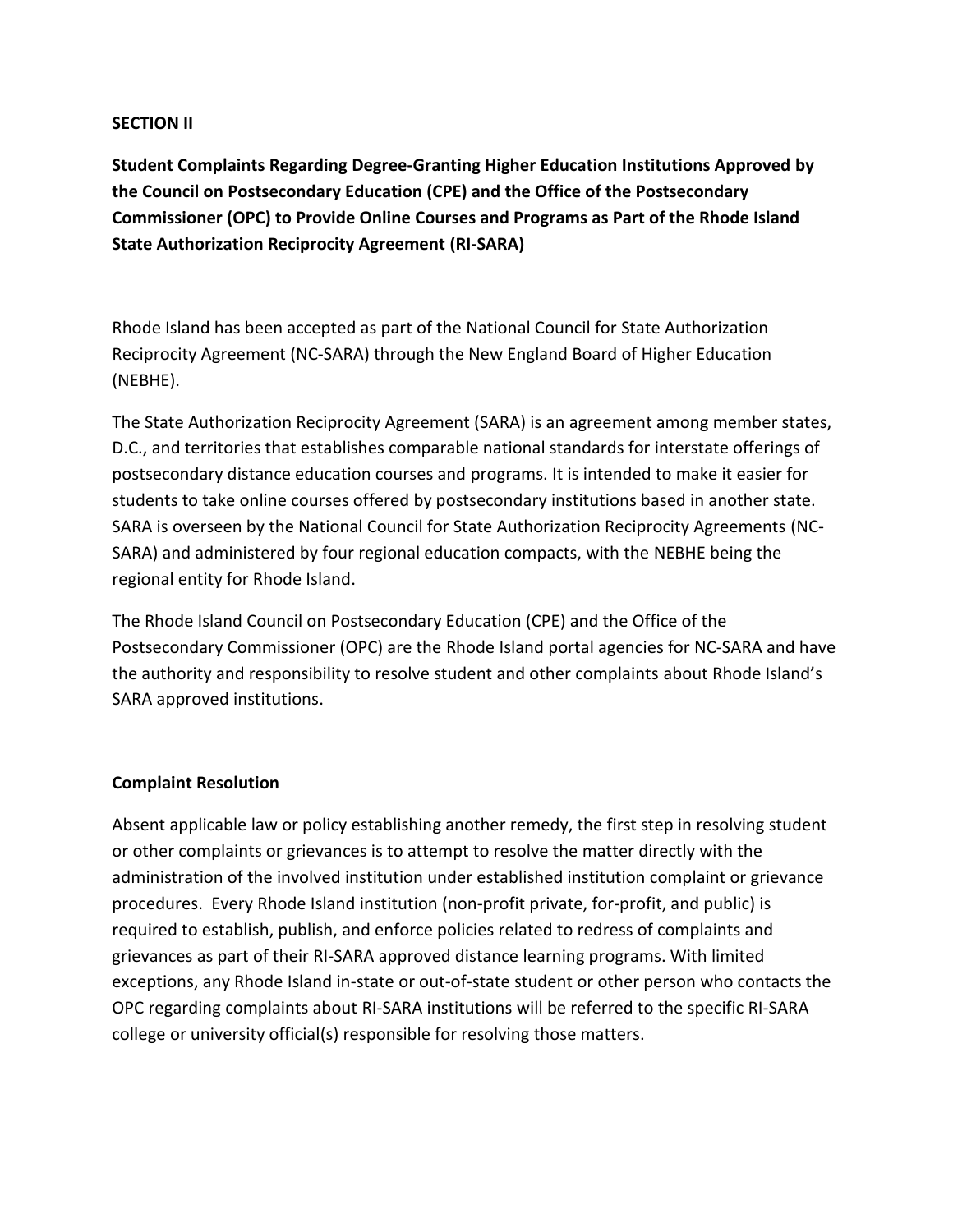**SECTION II**

**Student Complaints Regarding Degree-Granting Higher Education Institutions Approved by the Council on Postsecondary Education (CPE) and the Office of the Postsecondary Commissioner (OPC) to Provide Online Courses and Programs as Part of the Rhode Island State Authorization Reciprocity Agreement (RI-SARA)**

Rhode Island has been accepted as part of the National Council for State Authorization Reciprocity Agreement (NC-SARA) through the New England Board of Higher Education (NEBHE).

The State Authorization Reciprocity Agreement (SARA) is an agreement among member states, D.C., and territories that establishes comparable national standards for interstate offerings of postsecondary distance education courses and programs. It is intended to make it easier for students to take online courses offered by postsecondary institutions based in another state. SARA is overseen by the National Council for State Authorization Reciprocity Agreements (NC-SARA) and administered by four regional education compacts, with the NEBHE being the regional entity for Rhode Island.

The Rhode Island Council on Postsecondary Education (CPE) and the Office of the Postsecondary Commissioner (OPC) are the Rhode Island portal agencies for NC-SARA and have the authority and responsibility to resolve student and other complaints about Rhode Island's SARA approved institutions.

**Complaint Resolution**

Absent applicable law or policy establishing another remedy, the first step in resolving student or other complaints or grievances is to attempt to resolve the matter directly with the administration of the involved institution under established institution complaint or grievance procedures. Every Rhode Island institution (non-profit private, for-profit, and public) is required to establish, publish, and enforce policies related to redress of complaints and grievances as part of their RI-SARA approved distance learning programs. With limited exceptions, any Rhode Island in-state or out-of-state student or other person who contacts the OPC regarding complaints about RI-SARA institutions will be referred to the specific RI-SARA college or university official(s) responsible for resolving those matters.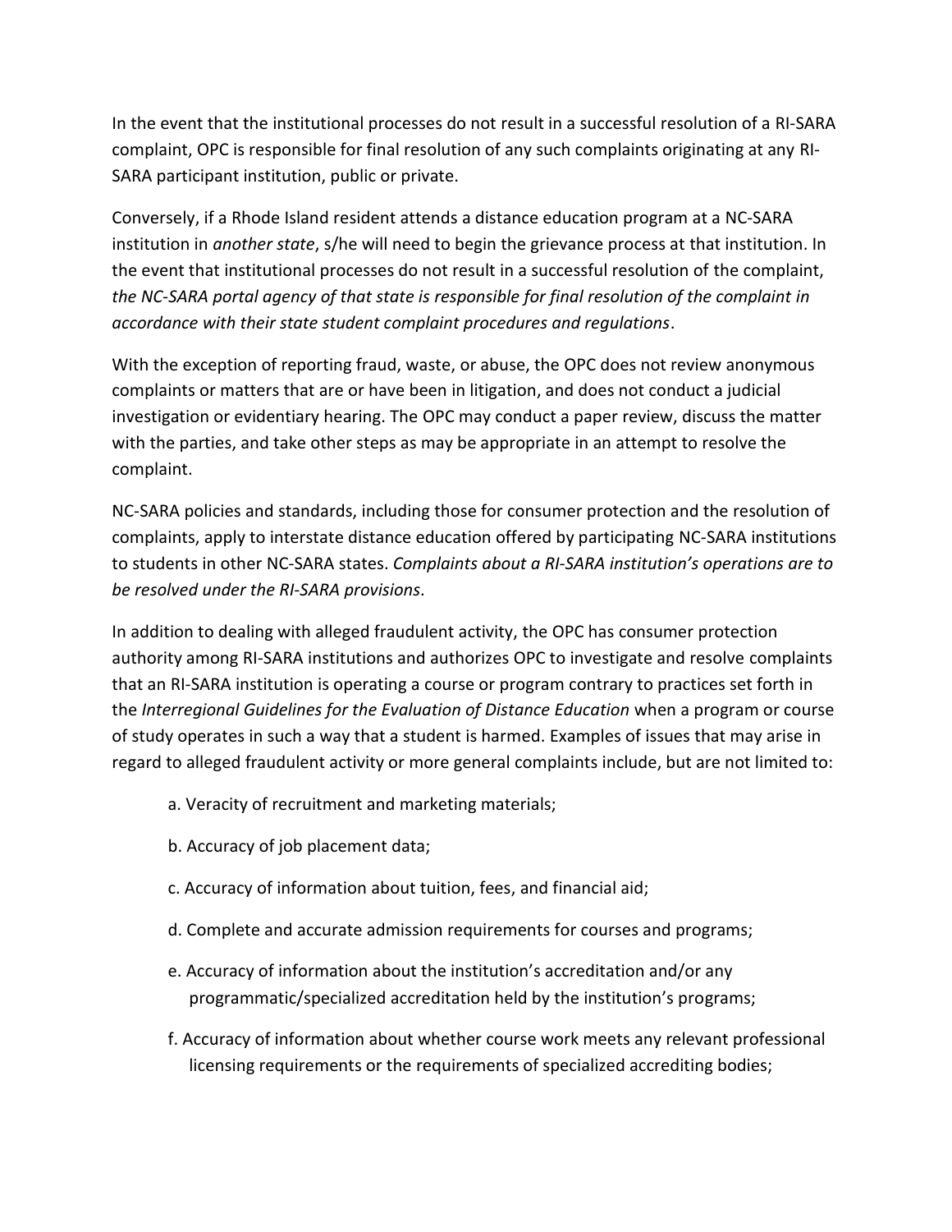In the event that the institutional processes do not result in a successful resolution of a RI-SARA complaint, OPC is responsible for final resolution of any such complaints originating at any RI-SARA participant institution, public or private.

Conversely, if a Rhode Island resident attends a distance education program at a NC-SARA institution in *another state*, s/he will need to begin the grievance process at that institution. In the event that institutional processes do not result in a successful resolution of the complaint, *the NC-SARA portal agency of that state is responsible for final resolution of the complaint in accordance with their state student complaint procedures and regulations*.

With the exception of reporting fraud, waste, or abuse, the OPC does not review anonymous complaints or matters that are or have been in litigation, and does not conduct a judicial investigation or evidentiary hearing. The OPC may conduct a paper review, discuss the matter with the parties, and take other steps as may be appropriate in an attempt to resolve the complaint.

NC-SARA policies and standards, including those for consumer protection and the resolution of complaints, apply to interstate distance education offered by participating NC-SARA institutions to students in other NC-SARA states. *Complaints about a RI-SARA institution's operations are to be resolved under the RI-SARA provisions*.

In addition to dealing with alleged fraudulent activity, the OPC has consumer protection authority among RI-SARA institutions and authorizes OPC to investigate and resolve complaints that an RI-SARA institution is operating a course or program contrary to practices set forth in the *Interregional Guidelines for the Evaluation of Distance Education* when a program or course of study operates in such a way that a student is harmed. Examples of issues that may arise in regard to alleged fraudulent activity or more general complaints include, but are not limited to:

a. Veracity of recruitment and marketing materials;

b. Accuracy of job placement data;

c. Accuracy of information about tuition, fees, and financial aid;

d. Complete and accurate admission requirements for courses and programs;

e. Accuracy of information about the institution's accreditation and/or any programmatic/specialized accreditation held by the institution's programs;

f. Accuracy of information about whether course work meets any relevant professional licensing requirements or the requirements of specialized accrediting bodies;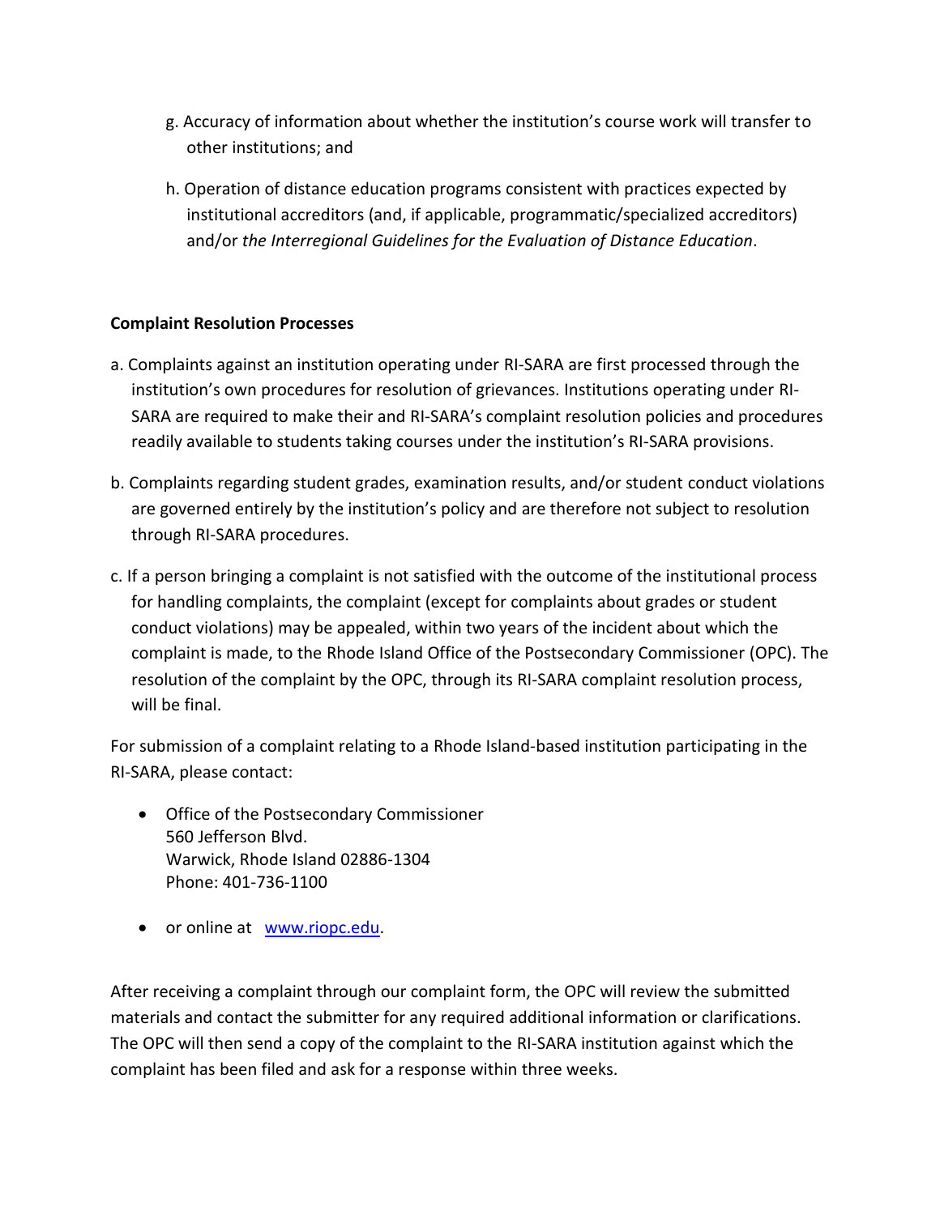g. Accuracy of information about whether the institution's course work will transfer to other institutions; and

h. Operation of distance education programs consistent with practices expected by institutional accreditors (and, if applicable, programmatic/specialized accreditors) and/or *the Interregional Guidelines for the Evaluation of Distance Education*.

**Complaint Resolution Processes**

a. Complaints against an institution operating under RI-SARA are first processed through the institution's own procedures for resolution of grievances. Institutions operating under RI-SARA are required to make their and RI-SARA's complaint resolution policies and procedures readily available to students taking courses under the institution's RI-SARA provisions.

b. Complaints regarding student grades, examination results, and/or student conduct violations are governed entirely by the institution's policy and are therefore not subject to resolution through RI-SARA procedures.

c. If a person bringing a complaint is not satisfied with the outcome of the institutional process for handling complaints, the complaint (except for complaints about grades or student conduct violations) may be appealed, within two years of the incident about which the complaint is made, to the Rhode Island Office of the Postsecondary Commissioner (OPC). The resolution of the complaint by the OPC, through its RI-SARA complaint resolution process, will be final.

For submission of a complaint relating to a Rhode Island-based institution participating in the RI-SARA, please contact:

- Office of the Postsecondary Commissioner
  560 Jefferson Blvd.
  Warwick, Rhode Island 02886-1304
  Phone: 401-736-1100
- or online at [www.riopc.edu](www.riopc.edu).

After receiving a complaint through our complaint form, the OPC will review the submitted materials and contact the submitter for any required additional information or clarifications. The OPC will then send a copy of the complaint to the RI-SARA institution against which the complaint has been filed and ask for a response within three weeks.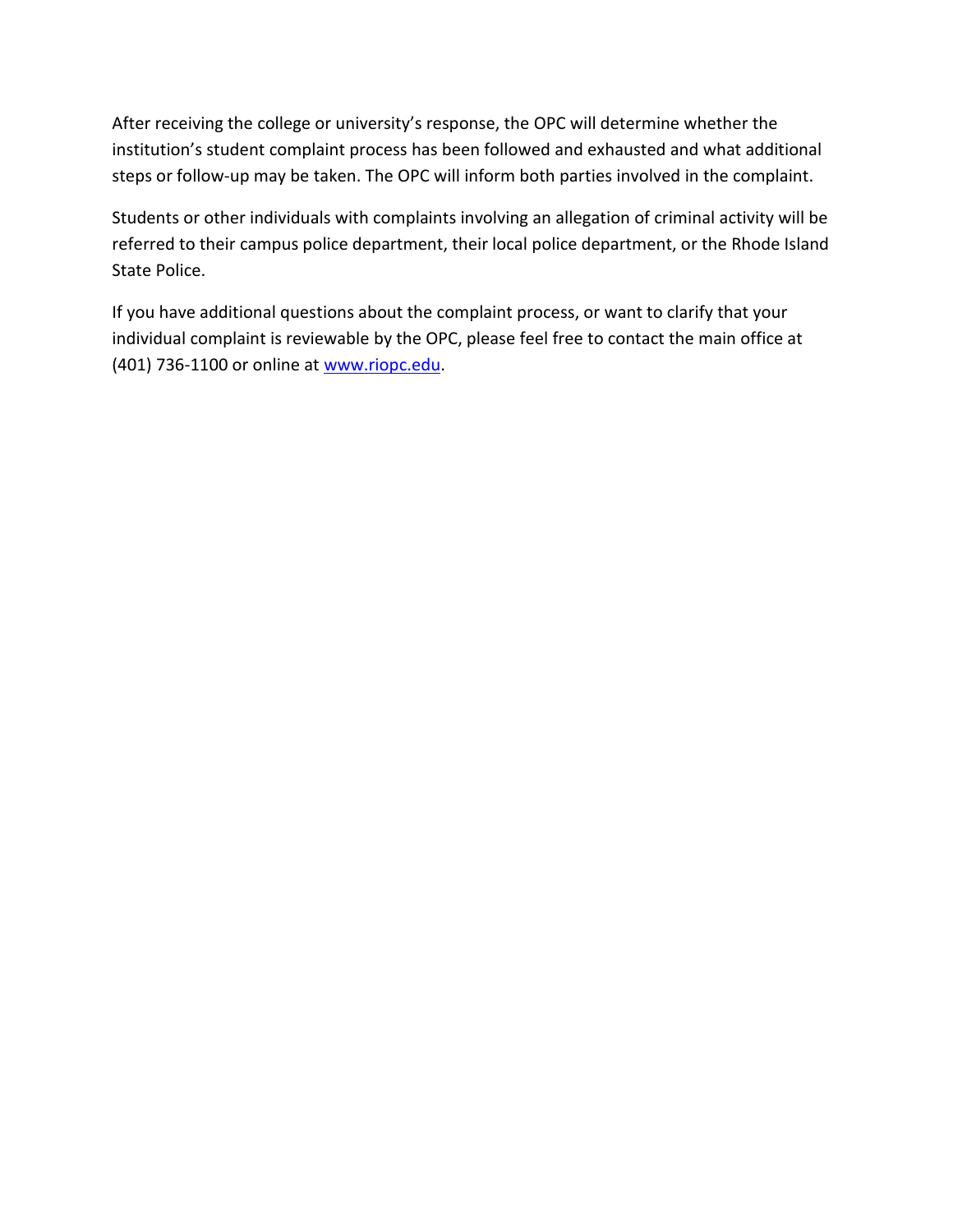After receiving the college or university's response, the OPC will determine whether the institution's student complaint process has been followed and exhausted and what additional steps or follow-up may be taken. The OPC will inform both parties involved in the complaint.

Students or other individuals with complaints involving an allegation of criminal activity will be referred to their campus police department, their local police department, or the Rhode Island State Police.

If you have additional questions about the complaint process, or want to clarify that your individual complaint is reviewable by the OPC, please feel free to contact the main office at (401) 736-1100 or online at [www.riopc.edu](http://www.riopc.edu).